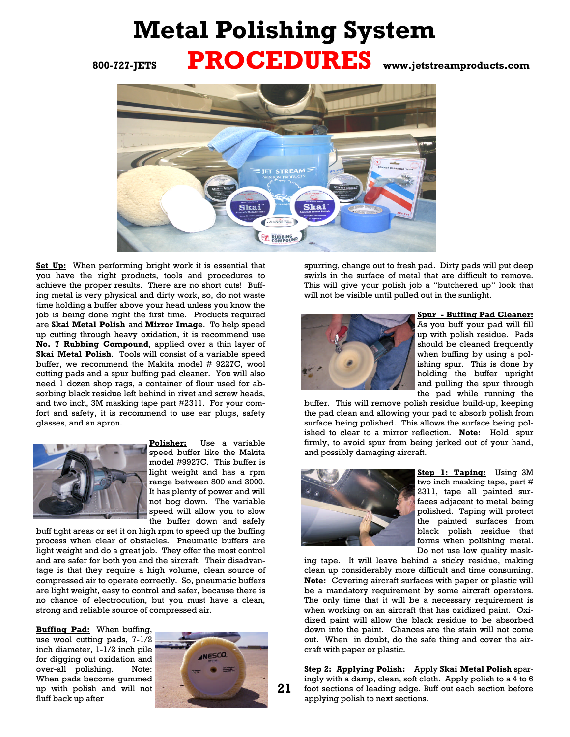# Metal Polishing System

800-727-JETS **PROCEDURES** www.jetstreamproducts.com

**Set Up:** When performing bright work it is essential that you have the right products, tools and procedures to achieve the proper results. There are no short cuts! Buffing metal is very physical and dirty work, so, do not waste time holding a buffer above your head unless you know the job is being done right the first time. Products required are **Skai Metal Polish** and **Mirror Image**. To help speed up cutting through heavy oxidation, it is recommend use **No. 7 Rubbing Compound**, applied over a thin layer of **Skai Metal Polish**. Tools will consist of a variable speed buffer, we recommend the Makita model # 9227C, wool cutting pads and a spur buffing pad cleaner. You will also need 1 dozen shop rags, a container of flour used for absorbing black residue left behind in rivet and screw heads, and two inch, 3M masking tape part #2311. For your comfort and safety, it is recommend to use ear plugs, safety glasses, and an apron.

**Polisher:** Use a variable speed buffer like the Makita model #9927C. This buffer is light weight and has a rpm range between 800 and 3000. It has plenty of power and will not bog down. The variable speed will allow you to slow the buffer down and safely buff tight areas or set it on high rpm to speed up the buffing process when clear of obstacles. Pneumatic buffers are light weight and do a great job. They offer the most control and are safer for both you and the aircraft. Their disadvantage is that they require a high volume, clean source of compressed air to operate correctly. So, pneumatic buffers are light weight, easy to control and safer, because there is no chance of electrocution, but you must have a clean, strong and reliable source of compressed air.

**Buffing Pad:** When buffing, use wool cutting pads, 7-1/2 inch diameter, 1-1/2 inch pile for digging out oxidation and over-all polishing. Note: When pads become gummed up with polish and will not fluff back up after spurring, change out to fresh pad. Dirty pads will put deep swirls in the surface of metal that are difficult to remove. This will give your polish job a "butchered up" look that will not be visible until pulled out in the sunlight.

**Spur - Buffing Pad Cleaner:** As you buff your pad will fill up with polish residue. Pads should be cleaned frequently when buffing by using a polishing spur. This is done by holding the buffer upright and pulling the spur through the pad while running the buffer. This will remove polish residue build-up, keeping the pad clean and allowing your pad to absorb polish from surface being polished. This allows the surface being polished to clear to a mirror reflection. **Note:** Hold spur firmly, to avoid spur from being jerked out of your hand, and possibly damaging aircraft.

**Step 1: Taping:** Using 3M two inch masking tape, part # 2311, tape all painted surfaces adjacent to metal being polished. Taping will protect the painted surfaces from black polish residue that forms when polishing metal. Do not use low quality masking tape. It will leave behind a sticky residue, making clean up considerably more difficult and time consuming. **Note:** Covering aircraft surfaces with paper or plastic will be a mandatory requirement by some aircraft operators. The only time that it will be a necessary requirement is when working on an aircraft that has oxidized paint. Oxidized paint will allow the black residue to be absorbed down into the paint. Chances are the stain will not come out. When in doubt, do the safe thing and cover the aircraft with paper or plastic.

**Step 2: Applying Polish:** Apply **Skai Metal Polish** sparingly with a damp, clean, soft cloth. Apply polish to a 4 to 6 foot sections of leading edge. Buff out each section before applying polish to next sections.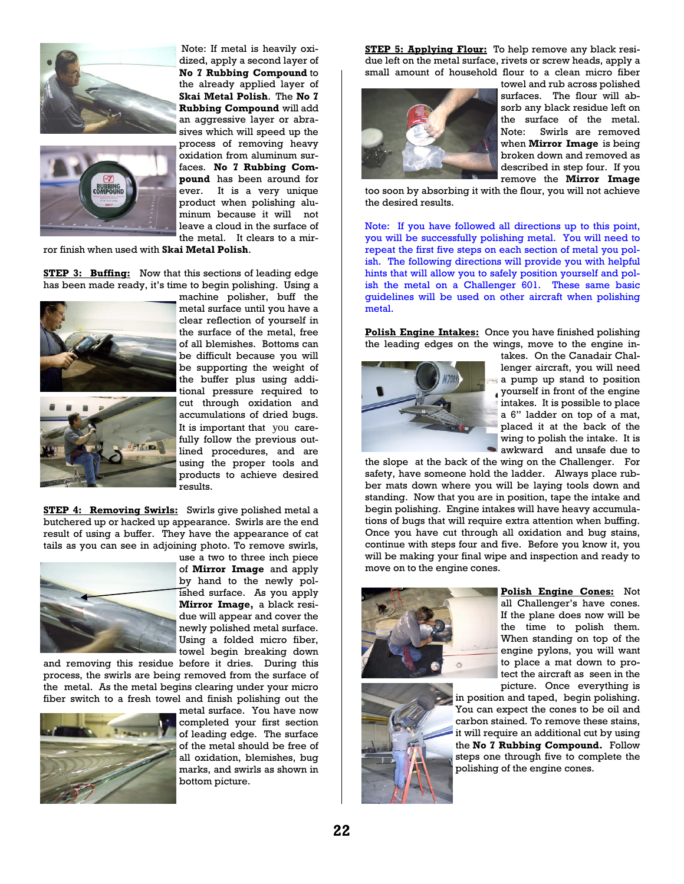Note: If metal is heavily oxidized, apply a second layer of **No 7 Rubbing Compound** to the already applied layer of **Skai Metal Polish**. The **No 7 Rubbing Compound** will add an aggressive layer or abrasives which will speed up the process of removing heavy oxidation from aluminum surfaces. **No 7 Rubbing Compound** has been around for ever. It is a very unique product when polishing aluminum because it will not leave a cloud in the surface of the metal. It clears to a mirror finish when used with **Skai Metal Polish**.

**STEP 3: Buffing:** Now that this sections of leading edge has been made ready, it's time to begin polishing. Using a machine polisher, buff the metal surface until you have a clear reflection of yourself in the surface of the metal, free of all blemishes. Bottoms can be difficult because you will be supporting the weight of the buffer plus using additional pressure required to cut through oxidation and accumulations of dried bugs. It is important that you carefully follow the previous outlined procedures, and are using the proper tools and products to achieve desired results.

**STEP 4: Removing Swirls:** Swirls give polished metal a butchered up or hacked up appearance. Swirls are the end result of using a buffer. They have the appearance of cat tails as you can see in adjoining photo. To remove swirls, use a two to three inch piece of **Mirror Image** and apply by hand to the newly polished surface. As you apply **Mirror Image,** a black residue will appear and cover the newly polished metal surface. Using a folded micro fiber, towel begin breaking down and removing this residue before it dries. During this process, the swirls are being removed from the surface of the metal. As the metal begins clearing under your micro fiber switch to a fresh towel and finish polishing out the metal surface. You have now completed your first section of leading edge. The surface of the metal should be free of all oxidation, blemishes, bug marks, and swirls as shown in bottom picture.

**STEP 5: Applying Flour:** To help remove any black residue left on the metal surface, rivets or screw heads, apply a small amount of household flour to a clean micro fiber towel and rub across polished surfaces. The flour will absorb any black residue left on the surface of the metal. Note: Swirls are removed when **Mirror Image** is being broken down and removed as described in step four. If you remove the **Mirror Image** too soon by absorbing it with the flour, you will not achieve the desired results.

Note: If you have followed all directions up to this point, you will be successfully polishing metal. You will need to repeat the first five steps on each section of metal you polish. The following directions will provide you with helpful hints that will allow you to safely position yourself and polish the metal on a Challenger 601. These same basic guidelines will be used on other aircraft when polishing metal.

**Polish Engine Intakes:** Once you have finished polishing the leading edges on the wings, move to the engine intakes. On the Canadair Challenger aircraft, you will need a pump up stand to position yourself in front of the engine intakes. It is possible to place a 6" ladder on top of a mat, placed it at the back of the wing to polish the intake. It is awkward and unsafe due to the slope at the back of the wing on the Challenger. For safety, have someone hold the ladder. Always place rubber mats down where you will be laying tools down and standing. Now that you are in position, tape the intake and begin polishing. Engine intakes will have heavy accumulations of bugs that will require extra attention when buffing. Once you have cut through all oxidation and bug stains, continue with steps four and five. Before you know it, you will be making your final wipe and inspection and ready to move on to the engine cones.

**Polish Engine Cones:** Not all Challenger's have cones. If the plane does now will be the time to polish them. When standing on top of the engine pylons, you will want to place a mat down to protect the aircraft as seen in the picture. Once everything is in position and taped, begin polishing. You can expect the cones to be oil and carbon stained. To remove these stains, it will require an additional cut by using the **No 7 Rubbing Compound.** Follow steps one through five to complete the polishing of the engine cones.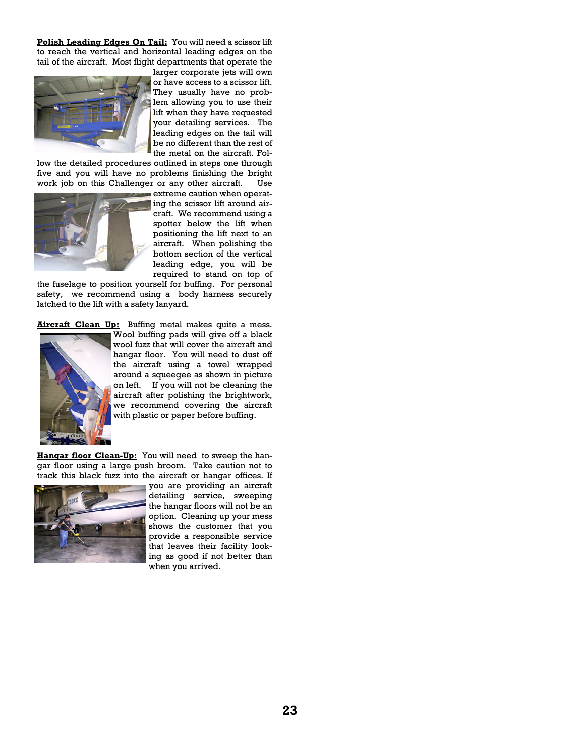**Polish Leading Edges On Tail:** You will need a scissor lift to reach the vertical and horizontal leading edges on the tail of the aircraft. Most flight departments that operate the larger corporate jets will own or have access to a scissor lift. They usually have no problem allowing you to use their lift when they have requested your detailing services. The leading edges on the tail will be no different than the rest of the metal on the aircraft. Follow the detailed procedures outlined in steps one through five and you will have no problems finishing the bright work job on this Challenger or any other aircraft. Use extreme caution when operating the scissor lift around aircraft. We recommend using a spotter below the lift when positioning the lift next to an aircraft. When polishing the bottom section of the vertical leading edge, you will be required to stand on top of the fuselage to position yourself for buffing. For personal safety, we recommend using a body harness securely latched to the lift with a safety lanyard.

**Aircraft Clean Up:** Buffing metal makes quite a mess. Wool buffing pads will give off a black wool fuzz that will cover the aircraft and hangar floor. You will need to dust off the aircraft using a towel wrapped around a squeegee as shown in picture on left. If you will not be cleaning the aircraft after polishing the brightwork, we recommend covering the aircraft with plastic or paper before buffing.

**Hangar floor Clean-Up:** You will need to sweep the hangar floor using a large push broom. Take caution not to track this black fuzz into the aircraft or hangar offices. If you are providing an aircraft detailing service, sweeping the hangar floors will not be an option. Cleaning up your mess shows the customer that you provide a responsible service that leaves their facility looking as good if not better than when you arrived.